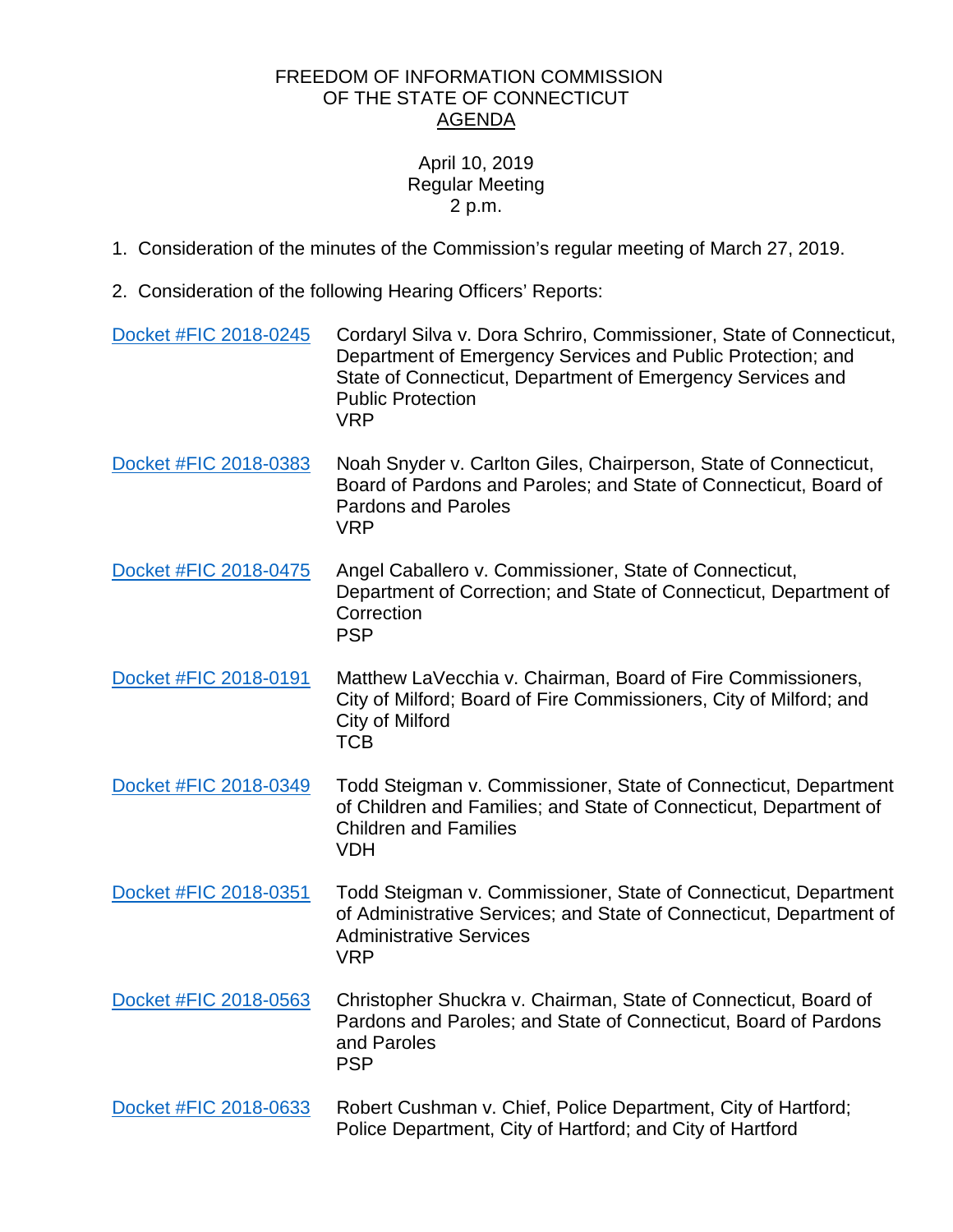FREEDOM OF INFORMATION COMMISSION
OF THE STATE OF CONNECTICUT
<u>AGENDA</u>

April 10, 2019
Regular Meeting
2 p.m.

1. Consideration of the minutes of the Commission's regular meeting of March 27, 2019.

2. Consideration of the following Hearing Officers' Reports:

| | |
|---|---|
| Docket #FIC 2018-0245 | Cordaryl Silva v. Dora Schriro, Commissioner, State of Connecticut, Department of Emergency Services and Public Protection; and State of Connecticut, Department of Emergency Services and Public Protection<br>VRP |
| Docket #FIC 2018-0383 | Noah Snyder v. Carlton Giles, Chairperson, State of Connecticut, Board of Pardons and Paroles; and State of Connecticut, Board of Pardons and Paroles<br>VRP |
| Docket #FIC 2018-0475 | Angel Caballero v. Commissioner, State of Connecticut, Department of Correction; and State of Connecticut, Department of Correction<br>PSP |
| Docket #FIC 2018-0191 | Matthew LaVecchia v. Chairman, Board of Fire Commissioners, City of Milford; Board of Fire Commissioners, City of Milford; and City of Milford<br>TCB |
| Docket #FIC 2018-0349 | Todd Steigman v. Commissioner, State of Connecticut, Department of Children and Families; and State of Connecticut, Department of Children and Families<br>VDH |
| Docket #FIC 2018-0351 | Todd Steigman v. Commissioner, State of Connecticut, Department of Administrative Services; and State of Connecticut, Department of Administrative Services<br>VRP |
| Docket #FIC 2018-0563 | Christopher Shuckra v. Chairman, State of Connecticut, Board of Pardons and Paroles; and State of Connecticut, Board of Pardons and Paroles<br>PSP |
| Docket #FIC 2018-0633 | Robert Cushman v. Chief, Police Department, City of Hartford; Police Department, City of Hartford; and City of Hartford |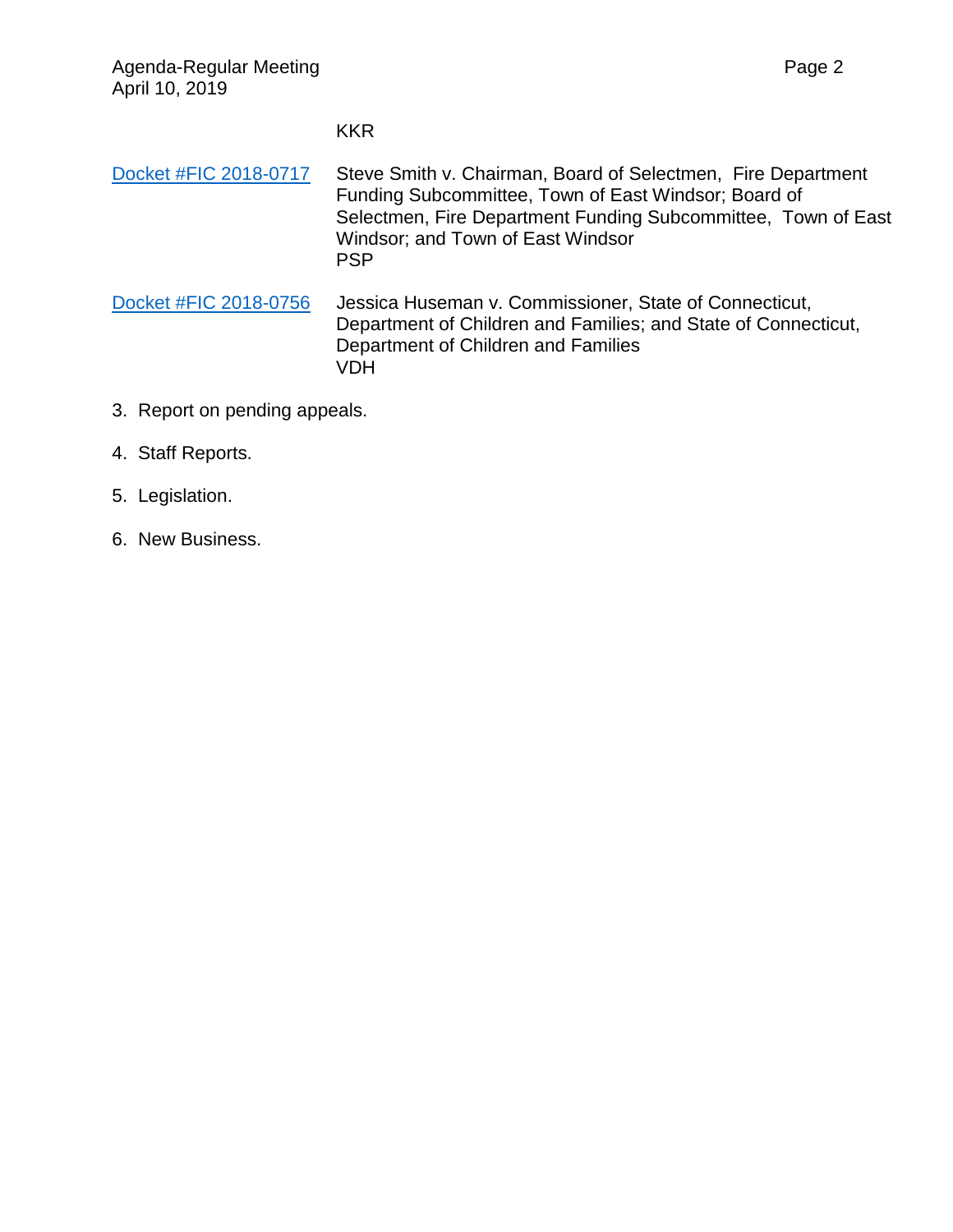KKR

Docket #FIC 2018-0717 — Steve Smith v. Chairman, Board of Selectmen, Fire Department Funding Subcommittee, Town of East Windsor; Board of Selectmen, Fire Department Funding Subcommittee, Town of East Windsor; and Town of East Windsor
PSP

Docket #FIC 2018-0756 — Jessica Huseman v. Commissioner, State of Connecticut, Department of Children and Families; and State of Connecticut, Department of Children and Families
VDH

3. Report on pending appeals.

4. Staff Reports.

5. Legislation.

6. New Business.